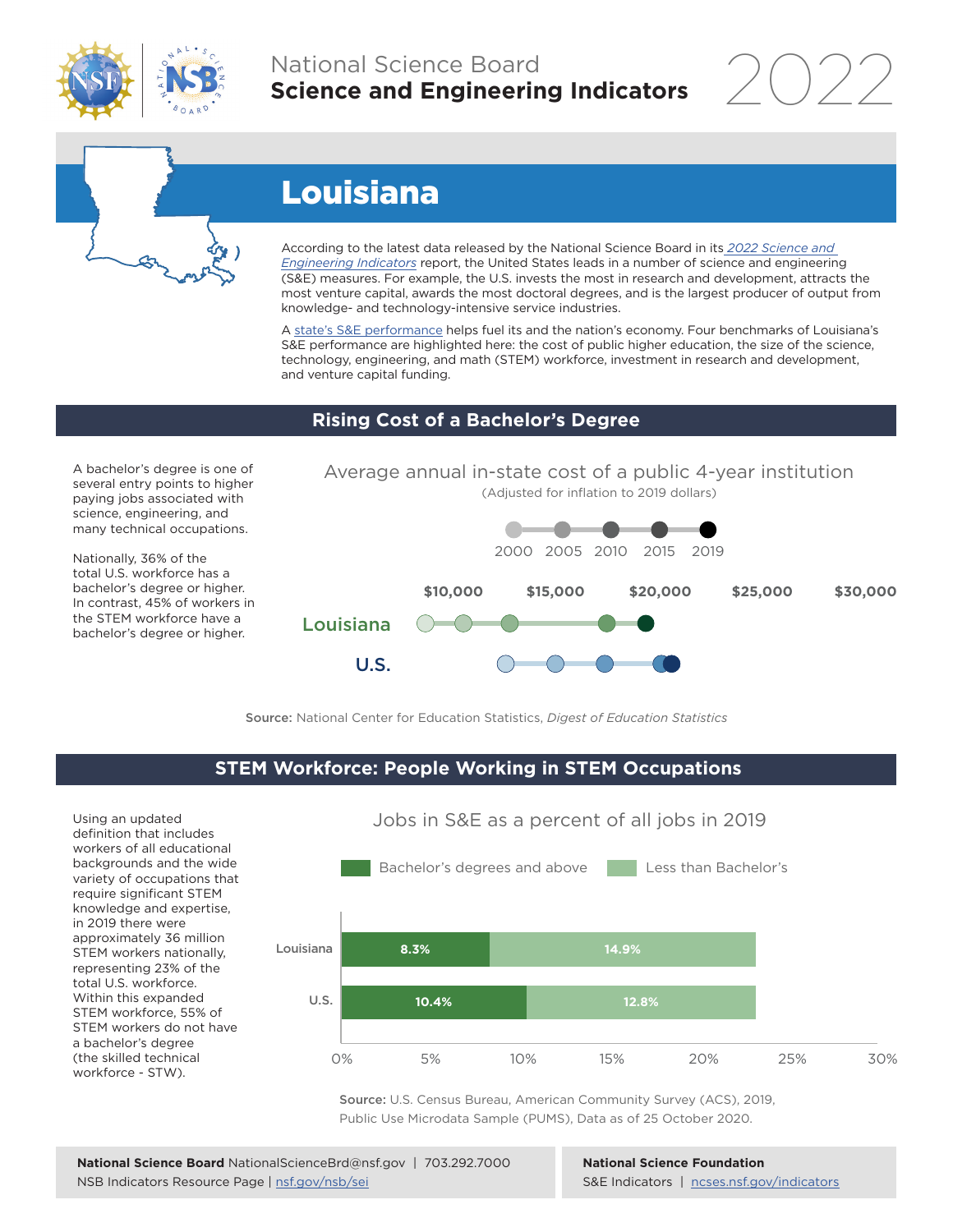# National Science Board
## Science and Engineering Indicators 2022

# Louisiana

According to the latest data released by the National Science Board in its *2022 Science and Engineering Indicators* report, the United States leads in a number of science and engineering (S&E) measures. For example, the U.S. invests the most in research and development, attracts the most venture capital, awards the most doctoral degrees, and is the largest producer of output from knowledge- and technology-intensive service industries.

A state's S&E performance helps fuel its and the nation's economy. Four benchmarks of Louisiana's S&E performance are highlighted here: the cost of public higher education, the size of the science, technology, engineering, and math (STEM) workforce, investment in research and development, and venture capital funding.

## Rising Cost of a Bachelor's Degree

A bachelor's degree is one of several entry points to higher paying jobs associated with science, engineering, and many technical occupations.

Nationally, 36% of the total U.S. workforce has a bachelor's degree or higher. In contrast, 45% of workers in the STEM workforce have a bachelor's degree or higher.

Average annual in-state cost of a public 4-year institution
(Adjusted for inflation to 2019 dollars)

2000 2005 2010 2015 2019

$10,000 $15,000 $20,000 $25,000 $30,000

Louisiana

U.S.

**Source:** National Center for Education Statistics, *Digest of Education Statistics*

## STEM Workforce: People Working in STEM Occupations

Using an updated definition that includes workers of all educational backgrounds and the wide variety of occupations that require significant STEM knowledge and expertise, in 2019 there were approximately 36 million STEM workers nationally, representing 23% of the total U.S. workforce. Within this expanded STEM workforce, 55% of STEM workers do not have a bachelor's degree (the skilled technical workforce - STW).

Jobs in S&E as a percent of all jobs in 2019

| | Bachelor's degrees and above | Less than Bachelor's |
|---|---|---|
| Louisiana | 8.3% | 14.9% |
| U.S. | 10.4% | 12.8% |

**Source:** U.S. Census Bureau, American Community Survey (ACS), 2019, Public Use Microdata Sample (PUMS), Data as of 25 October 2020.

**National Science Board** NationalScienceBrd@nsf.gov | 703.292.7000
NSB Indicators Resource Page | nsf.gov/nsb/sei

**National Science Foundation**
S&E Indicators | ncses.nsf.gov/indicators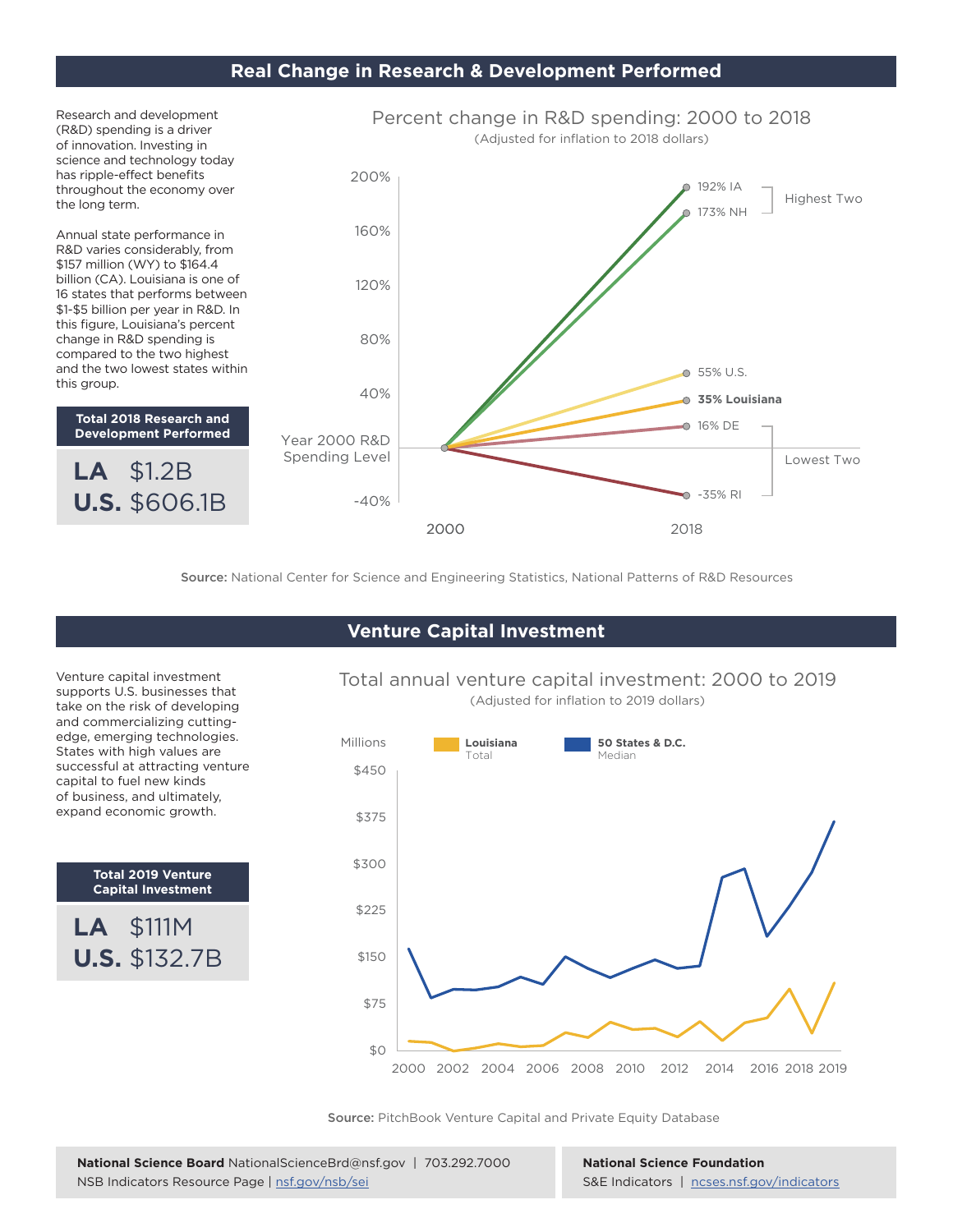## Real Change in Research & Development Performed

Research and development (R&D) spending is a driver of innovation. Investing in science and technology today has ripple-effect benefits throughout the economy over the long term.

Annual state performance in R&D varies considerably, from $157 million (WY) to $164.4 billion (CA). Louisiana is one of 16 states that performs between $1-$5 billion per year in R&D. In this figure, Louisiana's percent change in R&D spending is compared to the two highest and the two lowest states within this group.

**Total 2018 Research and Development Performed**

**LA** $1.2B
**U.S.** $606.1B

Percent change in R&D spending: 2000 to 2018
(Adjusted for inflation to 2018 dollars)

200%
160%
120%
80%
40%
Year 2000 R&D Spending Level
-40%

2000
2018

192% IA
173% NH
Highest Two

55% U.S.
**35% Louisiana**

16% DE
-35% RI
Lowest Two

**Source:** National Center for Science and Engineering Statistics, National Patterns of R&D Resources

## Venture Capital Investment

Venture capital investment supports U.S. businesses that take on the risk of developing and commercializing cutting-edge, emerging technologies. States with high values are successful at attracting venture capital to fuel new kinds of business, and ultimately, expand economic growth.

**Total 2019 Venture Capital Investment**

**LA** $111M
**U.S.** $132.7B

Total annual venture capital investment: 2000 to 2019
(Adjusted for inflation to 2019 dollars)

Millions
**Louisiana** Total
**50 States & D.C.** Median

$450
$375
$300
$225
$150
$75
$0

2000 2002 2004 2006 2008 2010 2012 2014 2016 2018 2019

**Source:** PitchBook Venture Capital and Private Equity Database

**National Science Board** NationalScienceBrd@nsf.gov | 703.292.7000
NSB Indicators Resource Page | nsf.gov/nsb/sei

**National Science Foundation**
S&E Indicators | ncses.nsf.gov/indicators